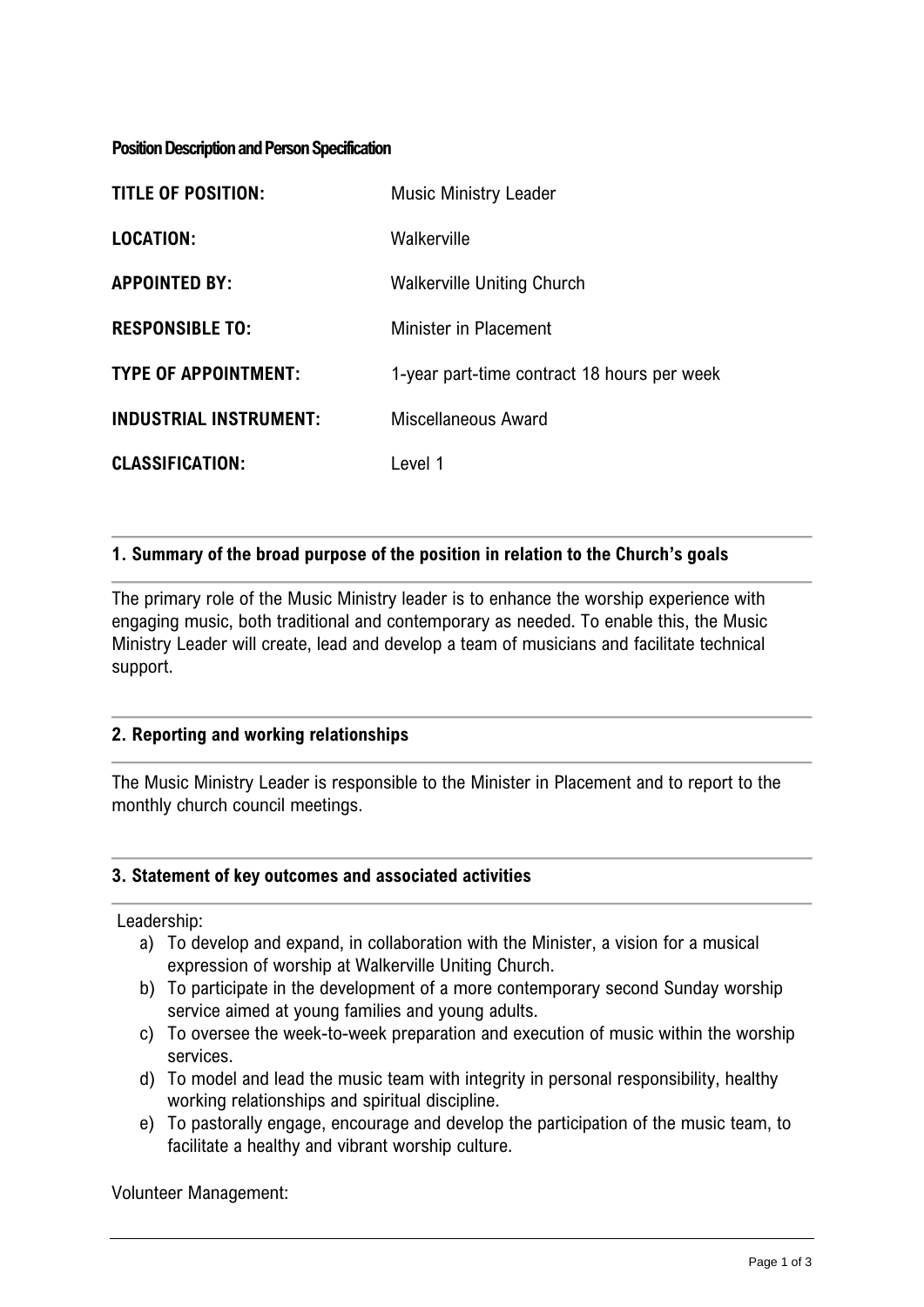**Position Description and Person Specification**

| | |
|---|---|
| **TITLE OF POSITION:** | Music Ministry Leader |
| **LOCATION:** | Walkerville |
| **APPOINTED BY:** | Walkerville Uniting Church |
| **RESPONSIBLE TO:** | Minister in Placement |
| **TYPE OF APPOINTMENT:** | 1-year part-time contract 18 hours per week |
| **INDUSTRIAL INSTRUMENT:** | Miscellaneous Award |
| **CLASSIFICATION:** | Level 1 |

## 1. Summary of the broad purpose of the position in relation to the Church's goals

The primary role of the Music Ministry leader is to enhance the worship experience with engaging music, both traditional and contemporary as needed. To enable this, the Music Ministry Leader will create, lead and develop a team of musicians and facilitate technical support.

## 2. Reporting and working relationships

The Music Ministry Leader is responsible to the Minister in Placement and to report to the monthly church council meetings.

## 3. Statement of key outcomes and associated activities

Leadership:

a) To develop and expand, in collaboration with the Minister, a vision for a musical expression of worship at Walkerville Uniting Church.
b) To participate in the development of a more contemporary second Sunday worship service aimed at young families and young adults.
c) To oversee the week-to-week preparation and execution of music within the worship services.
d) To model and lead the music team with integrity in personal responsibility, healthy working relationships and spiritual discipline.
e) To pastorally engage, encourage and develop the participation of the music team, to facilitate a healthy and vibrant worship culture.

Volunteer Management: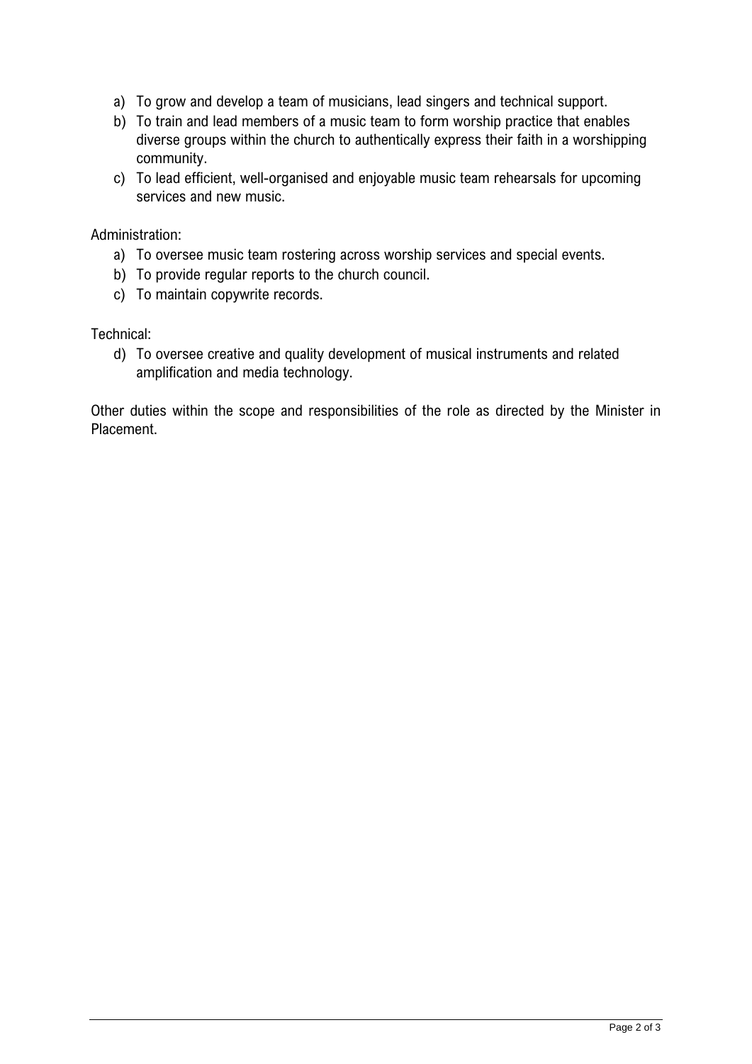a) To grow and develop a team of musicians, lead singers and technical support.
b) To train and lead members of a music team to form worship practice that enables diverse groups within the church to authentically express their faith in a worshipping community.
c) To lead efficient, well-organised and enjoyable music team rehearsals for upcoming services and new music.

Administration:

a) To oversee music team rostering across worship services and special events.
b) To provide regular reports to the church council.
c) To maintain copywrite records.

Technical:

d) To oversee creative and quality development of musical instruments and related amplification and media technology.

Other duties within the scope and responsibilities of the role as directed by the Minister in Placement.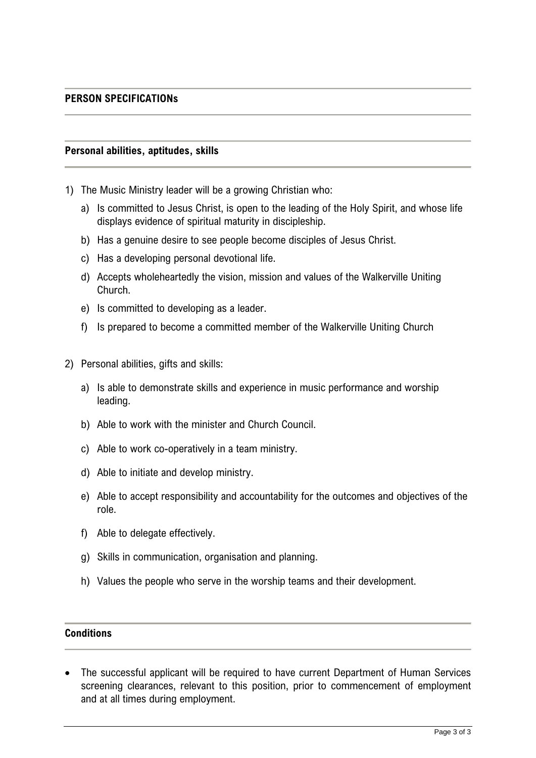## PERSON SPECIFICATIONs

### Personal abilities, aptitudes, skills

1) The Music Ministry leader will be a growing Christian who:
   a) Is committed to Jesus Christ, is open to the leading of the Holy Spirit, and whose life displays evidence of spiritual maturity in discipleship.
   b) Has a genuine desire to see people become disciples of Jesus Christ.
   c) Has a developing personal devotional life.
   d) Accepts wholeheartedly the vision, mission and values of the Walkerville Uniting Church.
   e) Is committed to developing as a leader.
   f) Is prepared to become a committed member of the Walkerville Uniting Church

2) Personal abilities, gifts and skills:
   a) Is able to demonstrate skills and experience in music performance and worship leading.
   b) Able to work with the minister and Church Council.
   c) Able to work co-operatively in a team ministry.
   d) Able to initiate and develop ministry.
   e) Able to accept responsibility and accountability for the outcomes and objectives of the role.
   f) Able to delegate effectively.
   g) Skills in communication, organisation and planning.
   h) Values the people who serve in the worship teams and their development.

### Conditions

- The successful applicant will be required to have current Department of Human Services screening clearances, relevant to this position, prior to commencement of employment and at all times during employment.